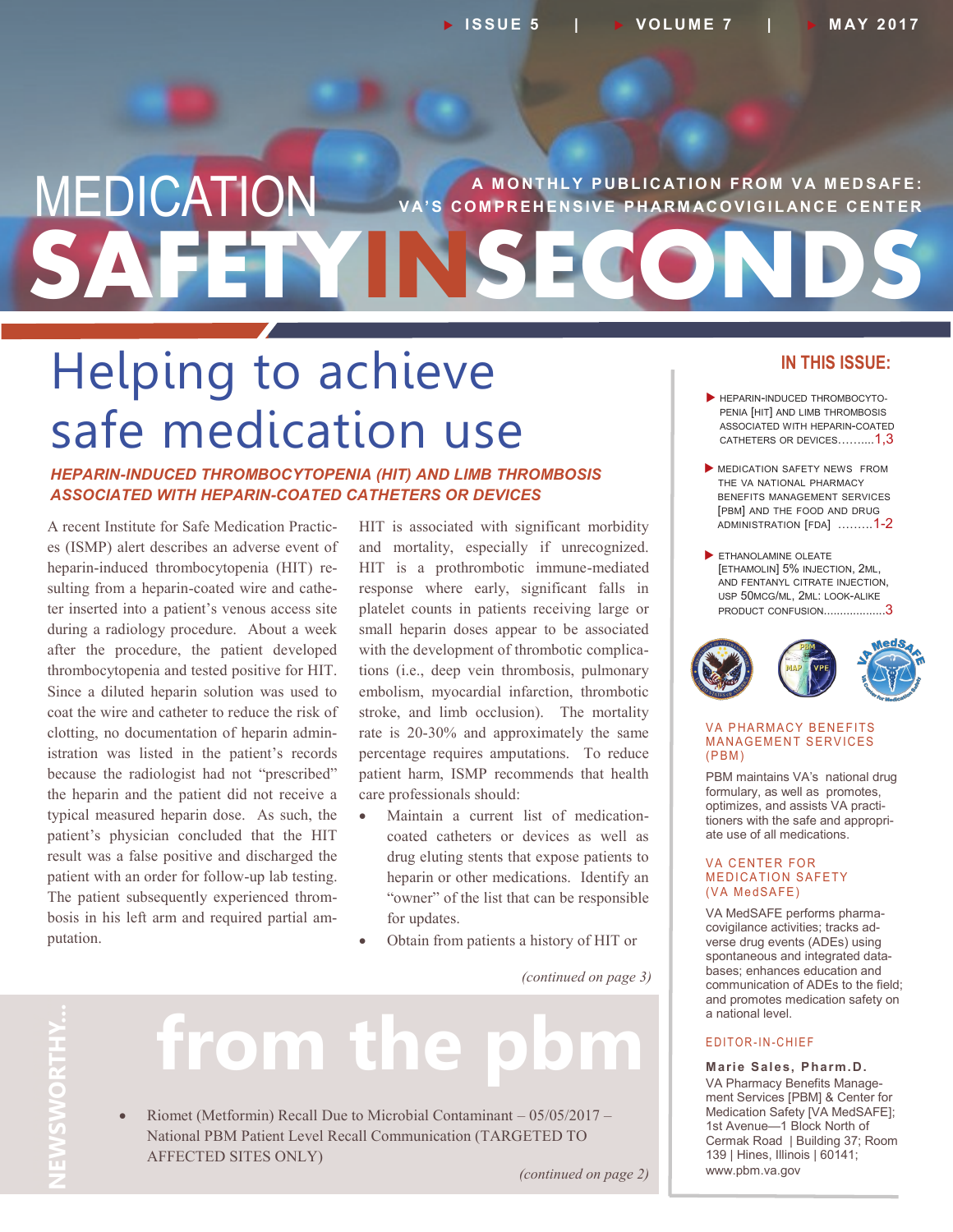# MEDICATION SAFETY IN SECONDS

A MONTHLY PUBLICATION FROM VA MEDSAFE: VA'S COMPREHENSIVE PHARMACOVIGILANCE CENTER

ISSUE 5 | VOLUME 7 | MAY 2017

# Helping to achieve safe medication use

## HEPARIN-INDUCED THROMBOCYTOPENIA (HIT) AND LIMB THROMBOSIS ASSOCIATED WITH HEPARIN-COATED CATHETERS OR DEVICES

A recent Institute for Safe Medication Practices (ISMP) alert describes an adverse event of heparin-induced thrombocytopenia (HIT) resulting from a heparin-coated wire and catheter inserted into a patient's venous access site during a radiology procedure. About a week after the procedure, the patient developed thrombocytopenia and tested positive for HIT. Since a diluted heparin solution was used to coat the wire and catheter to reduce the risk of clotting, no documentation of heparin administration was listed in the patient's records because the radiologist had not "prescribed" the heparin and the patient did not receive a typical measured heparin dose. As such, the patient's physician concluded that the HIT result was a false positive and discharged the patient with an order for follow-up lab testing. The patient subsequently experienced thrombosis in his left arm and required partial amputation.

HIT is associated with significant morbidity and mortality, especially if unrecognized. HIT is a prothrombotic immune-mediated response where early, significant falls in platelet counts in patients receiving large or small heparin doses appear to be associated with the development of thrombotic complications (i.e., deep vein thrombosis, pulmonary embolism, myocardial infarction, thrombotic stroke, and limb occlusion). The mortality rate is 20-30% and approximately the same percentage requires amputations. To reduce patient harm, ISMP recommends that health care professionals should:

- Maintain a current list of medication-coated catheters or devices as well as drug eluting stents that expose patients to heparin or other medications. Identify an "owner" of the list that can be responsible for updates.
- Obtain from patients a history of HIT or

*(continued on page 3)*

## NEWSWORTHY... from the pbm

- Riomet (Metformin) Recall Due to Microbial Contaminant – 05/05/2017 – National PBM Patient Level Recall Communication (TARGETED TO AFFECTED SITES ONLY)

*(continued on page 2)*

### IN THIS ISSUE:

- HEPARIN-INDUCED THROMBOCYTOPENIA [HIT] AND LIMB THROMBOSIS ASSOCIATED WITH HEPARIN-COATED CATHETERS OR DEVICES..........1,3
- MEDICATION SAFETY NEWS FROM THE VA NATIONAL PHARMACY BENEFITS MANAGEMENT SERVICES [PBM] AND THE FOOD AND DRUG ADMINISTRATION [FDA] .........1-2
- ETHANOLAMINE OLEATE [ETHAMOLIN] 5% INJECTION, 2ML, AND FENTANYL CITRATE INJECTION, USP 50MCG/ML, 2ML: LOOK-ALIKE PRODUCT CONFUSION...................3

### VA PHARMACY BENEFITS MANAGEMENT SERVICES (PBM)

PBM maintains VA's national drug formulary, as well as promotes, optimizes, and assists VA practitioners with the safe and appropriate use of all medications.

### VA CENTER FOR MEDICATION SAFETY (VA MedSAFE)

VA MedSAFE performs pharmacovigilance activities; tracks adverse drug events (ADEs) using spontaneous and integrated databases; enhances education and communication of ADEs to the field; and promotes medication safety on a national level.

### EDITOR-IN-CHIEF

**Marie Sales, Pharm.D.**
VA Pharmacy Benefits Management Services [PBM] & Center for Medication Safety [VA MedSAFE]; 1st Avenue—1 Block North of Cermak Road | Building 37; Room 139 | Hines, Illinois | 60141; www.pbm.va.gov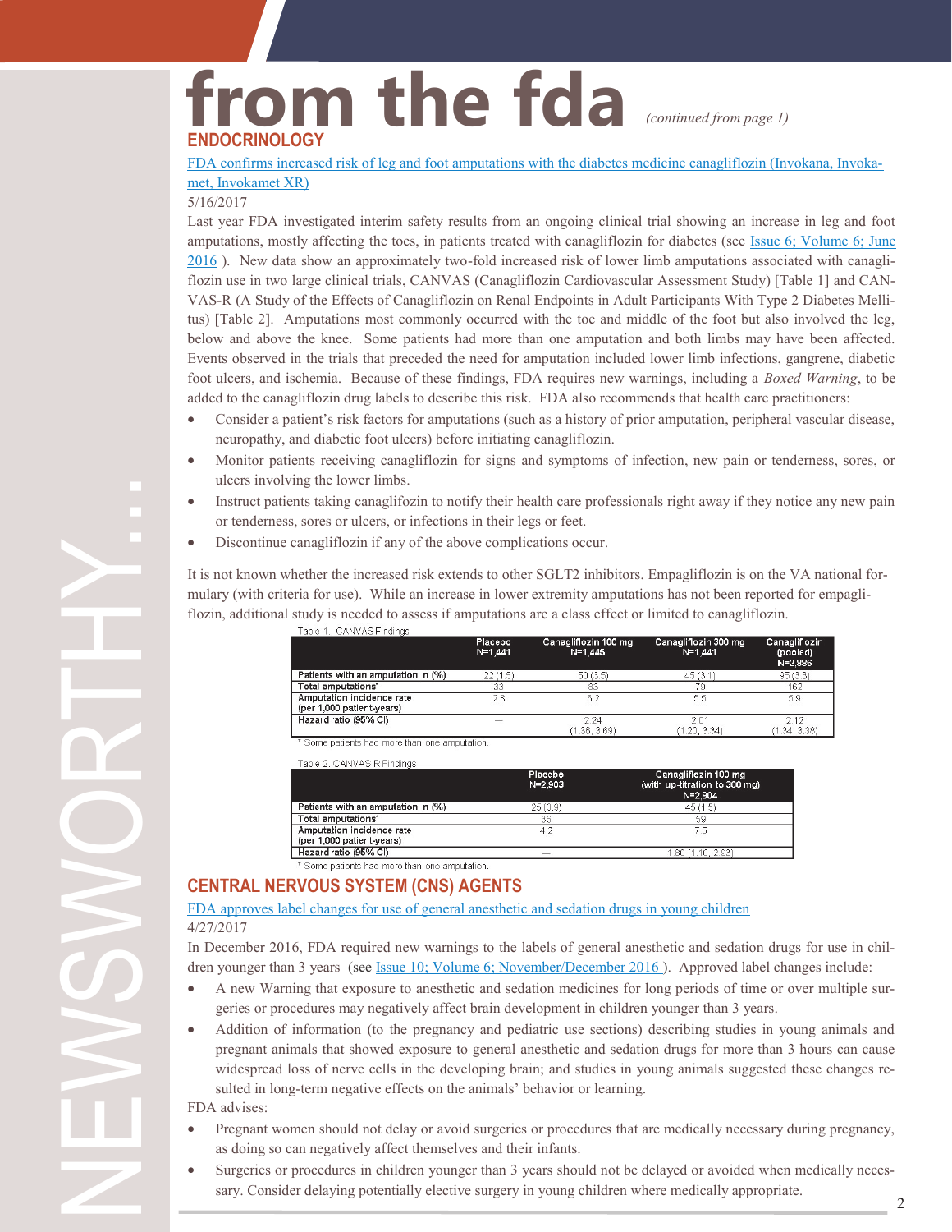# from the fda *(continued from page 1)*

## ENDOCRINOLOGY

FDA confirms increased risk of leg and foot amputations with the diabetes medicine canagliflozin (Invokana, Invokamet, Invokamet XR)

5/16/2017

Last year FDA investigated interim safety results from an ongoing clinical trial showing an increase in leg and foot amputations, mostly affecting the toes, in patients treated with canagliflozin for diabetes (see Issue 6; Volume 6; June 2016 ). New data show an approximately two-fold increased risk of lower limb amputations associated with canagliflozin use in two large clinical trials, CANVAS (Canagliflozin Cardiovascular Assessment Study) [Table 1] and CANVAS-R (A Study of the Effects of Canagliflozin on Renal Endpoints in Adult Participants With Type 2 Diabetes Mellitus) [Table 2]. Amputations most commonly occurred with the toe and middle of the foot but also involved the leg, below and above the knee. Some patients had more than one amputation and both limbs may have been affected. Events observed in the trials that preceded the need for amputation included lower limb infections, gangrene, diabetic foot ulcers, and ischemia. Because of these findings, FDA requires new warnings, including a *Boxed Warning*, to be added to the canagliflozin drug labels to describe this risk. FDA also recommends that health care practitioners:

- Consider a patient's risk factors for amputations (such as a history of prior amputation, peripheral vascular disease, neuropathy, and diabetic foot ulcers) before initiating canagliflozin.
- Monitor patients receiving canagliflozin for signs and symptoms of infection, new pain or tenderness, sores, or ulcers involving the lower limbs.
- Instruct patients taking canaglifozin to notify their health care professionals right away if they notice any new pain or tenderness, sores or ulcers, or infections in their legs or feet.
- Discontinue canagliflozin if any of the above complications occur.

It is not known whether the increased risk extends to other SGLT2 inhibitors. Empagliflozin is on the VA national formulary (with criteria for use). While an increase in lower extremity amputations has not been reported for empagliflozin, additional study is needed to assess if amputations are a class effect or limited to canagliflozin.

Table 1. CANVAS Findings

| | Placebo N=1,441 | Canagliflozin 100 mg N=1,445 | Canagliflozin 300 mg N=1,441 | Canagliflozin (pooled) N=2,886 |
|---|---|---|---|---|
| Patients with an amputation, n (%) | 22 (1.5) | 50 (3.5) | 45 (3.1) | 95 (3.3) |
| Total amputations* | 33 | 83 | 79 | 162 |
| Amputation incidence rate (per 1,000 patient-years) | 2.8 | 6.2 | 5.5 | 5.9 |
| Hazard ratio (95% CI) | — | 2.24 (1.36, 3.69) | 2.01 (1.20, 3.34) | 2.12 (1.34, 3.39) |

* Some patients had more than one amputation.

Table 2. CANVAS-R Findings

| | Placebo N=2,903 | Canagliflozin 100 mg (with up-titration to 300 mg) N=2,904 |
|---|---|---|
| Patients with an amputation, n (%) | 25 (0.9) | 45 (1.5) |
| Total amputations* | 36 | 59 |
| Amputation incidence rate (per 1,000 patient-years) | 4.2 | 7.5 |
| Hazard ratio (95% CI) | — | 1.80 (1.10, 2.93) |

* Some patients had more than one amputation.

## CENTRAL NERVOUS SYSTEM (CNS) AGENTS

FDA approves label changes for use of general anesthetic and sedation drugs in young children

4/27/2017

In December 2016, FDA required new warnings to the labels of general anesthetic and sedation drugs for use in children younger than 3 years (see Issue 10; Volume 6; November/December 2016 ). Approved label changes include:

- A new Warning that exposure to anesthetic and sedation medicines for long periods of time or over multiple surgeries or procedures may negatively affect brain development in children younger than 3 years.
- Addition of information (to the pregnancy and pediatric use sections) describing studies in young animals and pregnant animals that showed exposure to general anesthetic and sedation drugs for more than 3 hours can cause widespread loss of nerve cells in the developing brain; and studies in young animals suggested these changes resulted in long-term negative effects on the animals' behavior or learning.

FDA advises:

- Pregnant women should not delay or avoid surgeries or procedures that are medically necessary during pregnancy, as doing so can negatively affect themselves and their infants.
- Surgeries or procedures in children younger than 3 years should not be delayed or avoided when medically necessary. Consider delaying potentially elective surgery in young children where medically appropriate.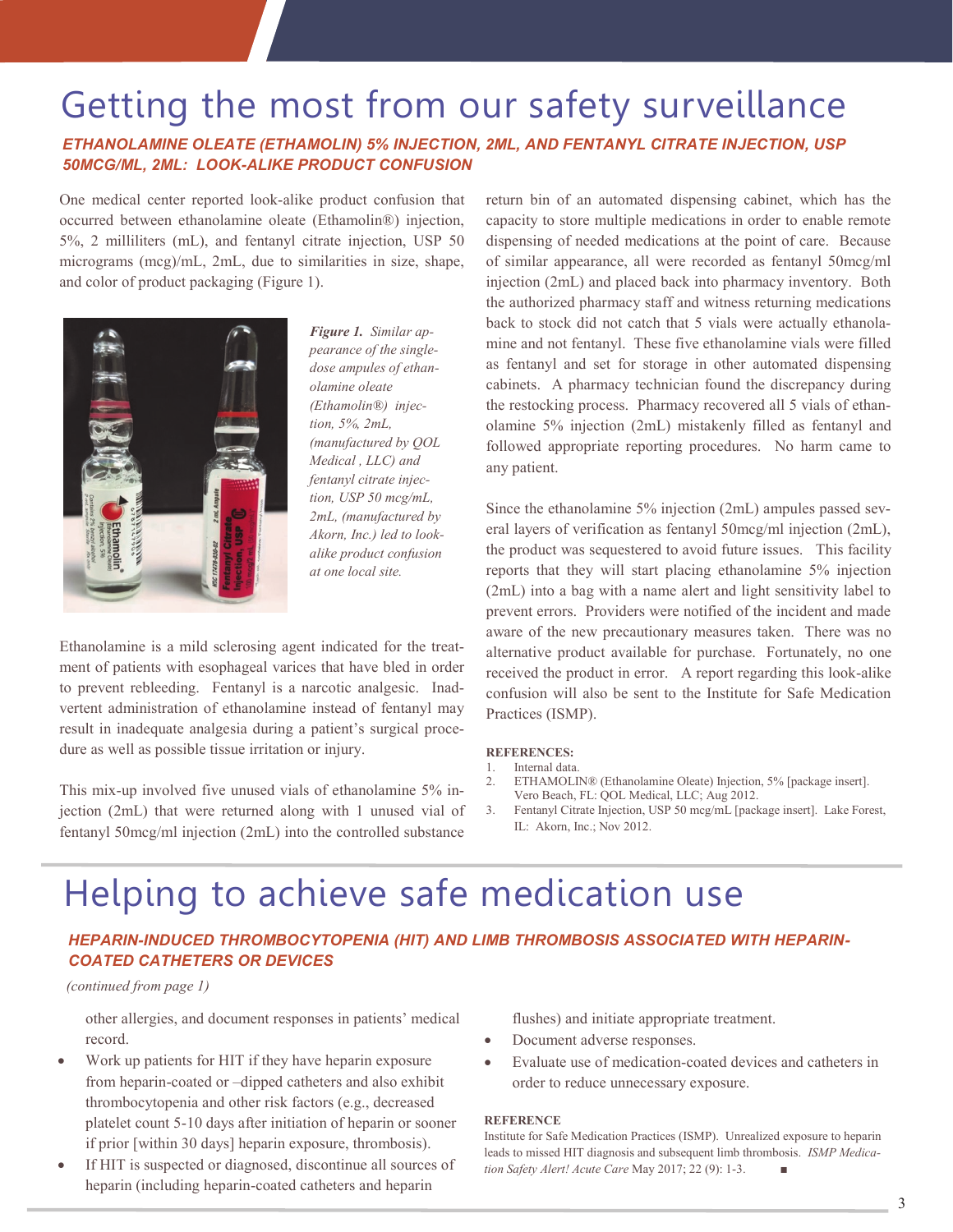# Getting the most from our safety surveillance

### *ETHANOLAMINE OLEATE (ETHAMOLIN) 5% INJECTION, 2ML, AND FENTANYL CITRATE INJECTION, USP 50MCG/ML, 2ML: LOOK-ALIKE PRODUCT CONFUSION*

One medical center reported look-alike product confusion that occurred between ethanolamine oleate (Ethamolin®) injection, 5%, 2 milliliters (mL), and fentanyl citrate injection, USP 50 micrograms (mcg)/mL, 2mL, due to similarities in size, shape, and color of product packaging (Figure 1).

***Figure 1.*** *Similar appearance of the single-dose ampules of ethanolamine oleate (Ethamolin®) injection, 5%, 2mL, (manufactured by QOL Medical , LLC) and fentanyl citrate injection, USP 50 mcg/mL, 2mL, (manufactured by Akorn, Inc.) led to look-alike product confusion at one local site.*

Ethanolamine is a mild sclerosing agent indicated for the treatment of patients with esophageal varices that have bled in order to prevent rebleeding. Fentanyl is a narcotic analgesic. Inadvertent administration of ethanolamine instead of fentanyl may result in inadequate analgesia during a patient's surgical procedure as well as possible tissue irritation or injury.

This mix-up involved five unused vials of ethanolamine 5% injection (2mL) that were returned along with 1 unused vial of fentanyl 50mcg/ml injection (2mL) into the controlled substance return bin of an automated dispensing cabinet, which has the capacity to store multiple medications in order to enable remote dispensing of needed medications at the point of care. Because of similar appearance, all were recorded as fentanyl 50mcg/ml injection (2mL) and placed back into pharmacy inventory. Both the authorized pharmacy staff and witness returning medications back to stock did not catch that 5 vials were actually ethanolamine and not fentanyl. These five ethanolamine vials were filled as fentanyl and set for storage in other automated dispensing cabinets. A pharmacy technician found the discrepancy during the restocking process. Pharmacy recovered all 5 vials of ethanolamine 5% injection (2mL) mistakenly filled as fentanyl and followed appropriate reporting procedures. No harm came to any patient.

Since the ethanolamine 5% injection (2mL) ampules passed several layers of verification as fentanyl 50mcg/ml injection (2mL), the product was sequestered to avoid future issues. This facility reports that they will start placing ethanolamine 5% injection (2mL) into a bag with a name alert and light sensitivity label to prevent errors. Providers were notified of the incident and made aware of the new precautionary measures taken. There was no alternative product available for purchase. Fortunately, no one received the product in error. A report regarding this look-alike confusion will also be sent to the Institute for Safe Medication Practices (ISMP).

**REFERENCES:**

1. Internal data.
2. ETHAMOLIN® (Ethanolamine Oleate) Injection, 5% [package insert]. Vero Beach, FL: QOL Medical, LLC; Aug 2012.
3. Fentanyl Citrate Injection, USP 50 mcg/mL [package insert]. Lake Forest, IL: Akorn, Inc.; Nov 2012.

# Helping to achieve safe medication use

### *HEPARIN-INDUCED THROMBOCYTOPENIA (HIT) AND LIMB THROMBOSIS ASSOCIATED WITH HEPARIN-COATED CATHETERS OR DEVICES*

*(continued from page 1)*

other allergies, and document responses in patients' medical record.

- Work up patients for HIT if they have heparin exposure from heparin-coated or –dipped catheters and also exhibit thrombocytopenia and other risk factors (e.g., decreased platelet count 5-10 days after initiation of heparin or sooner if prior [within 30 days] heparin exposure, thrombosis).
- If HIT is suspected or diagnosed, discontinue all sources of heparin (including heparin-coated catheters and heparin flushes) and initiate appropriate treatment.
- Document adverse responses.
- Evaluate use of medication-coated devices and catheters in order to reduce unnecessary exposure.

**REFERENCE**

Institute for Safe Medication Practices (ISMP). Unrealized exposure to heparin leads to missed HIT diagnosis and subsequent limb thrombosis. *ISMP Medication Safety Alert! Acute Care* May 2017; 22 (9): 1-3. ■